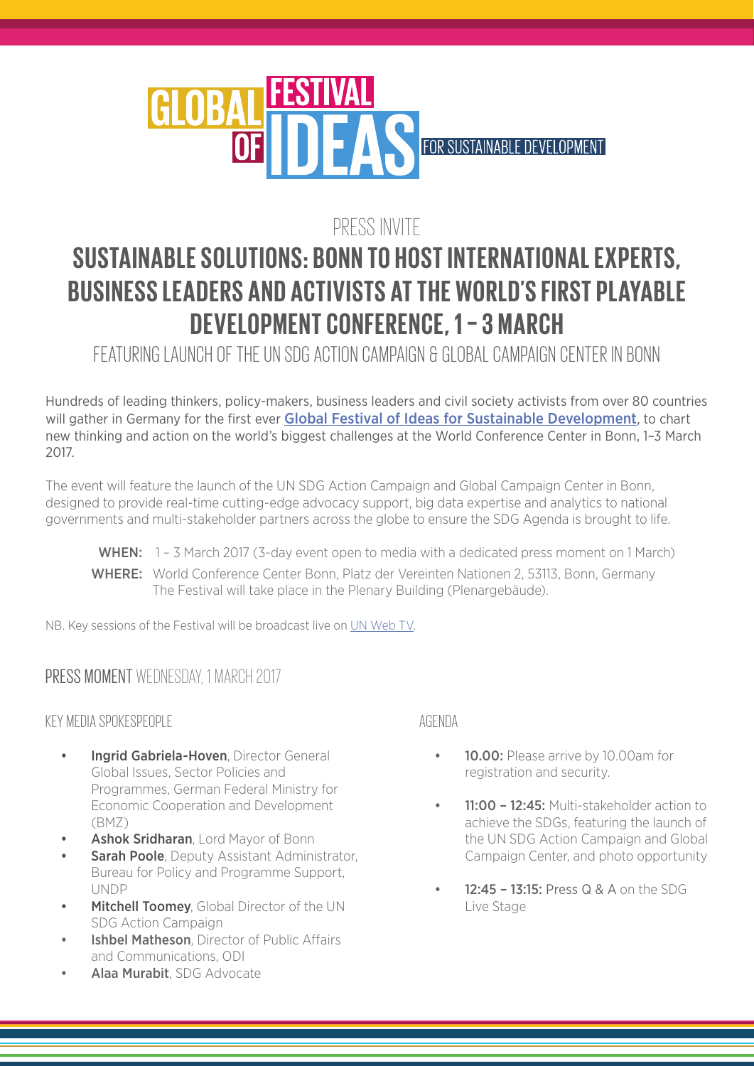GLOBAL FESTIVAL OF IDEAS FOR SUSTAINABLE DEVELOPMENT

PRESS INVITE

# SUSTAINABLE SOLUTIONS: BONN TO HOST INTERNATIONAL EXPERTS, BUSINESS LEADERS AND ACTIVISTS AT THE WORLD'S FIRST PLAYABLE DEVELOPMENT CONFERENCE, 1 – 3 MARCH

FEATURING LAUNCH OF THE UN SDG ACTION CAMPAIGN & GLOBAL CAMPAIGN CENTER IN BONN

Hundreds of leading thinkers, policy-makers, business leaders and civil society activists from over 80 countries will gather in Germany for the first ever **Global Festival of Ideas for Sustainable Development**, to chart new thinking and action on the world's biggest challenges at the World Conference Center in Bonn, 1–3 March 2017.

The event will feature the launch of the UN SDG Action Campaign and Global Campaign Center in Bonn, designed to provide real-time cutting-edge advocacy support, big data expertise and analytics to national governments and multi-stakeholder partners across the globe to ensure the SDG Agenda is brought to life.

**WHEN:** 1 – 3 March 2017 (3-day event open to media with a dedicated press moment on 1 March)

**WHERE:** World Conference Center Bonn, Platz der Vereinten Nationen 2, 53113, Bonn, Germany
The Festival will take place in the Plenary Building (Plenargebäude).

NB. Key sessions of the Festival will be broadcast live on UN Web TV.

## PRESS MOMENT WEDNESDAY, 1 MARCH 2017

### KEY MEDIA SPOKESPEOPLE

- **Ingrid Gabriela-Hoven**, Director General Global Issues, Sector Policies and Programmes, German Federal Ministry for Economic Cooperation and Development (BMZ)
- **Ashok Sridharan**, Lord Mayor of Bonn
- **Sarah Poole**, Deputy Assistant Administrator, Bureau for Policy and Programme Support, UNDP
- **Mitchell Toomey**, Global Director of the UN SDG Action Campaign
- **Ishbel Matheson**, Director of Public Affairs and Communications, ODI
- **Alaa Murabit**, SDG Advocate

### AGENDA

- **10.00:** Please arrive by 10.00am for registration and security.
- **11:00 – 12:45:** Multi-stakeholder action to achieve the SDGs, featuring the launch of the UN SDG Action Campaign and Global Campaign Center, and photo opportunity
- **12:45 – 13:15:** Press Q & A on the SDG Live Stage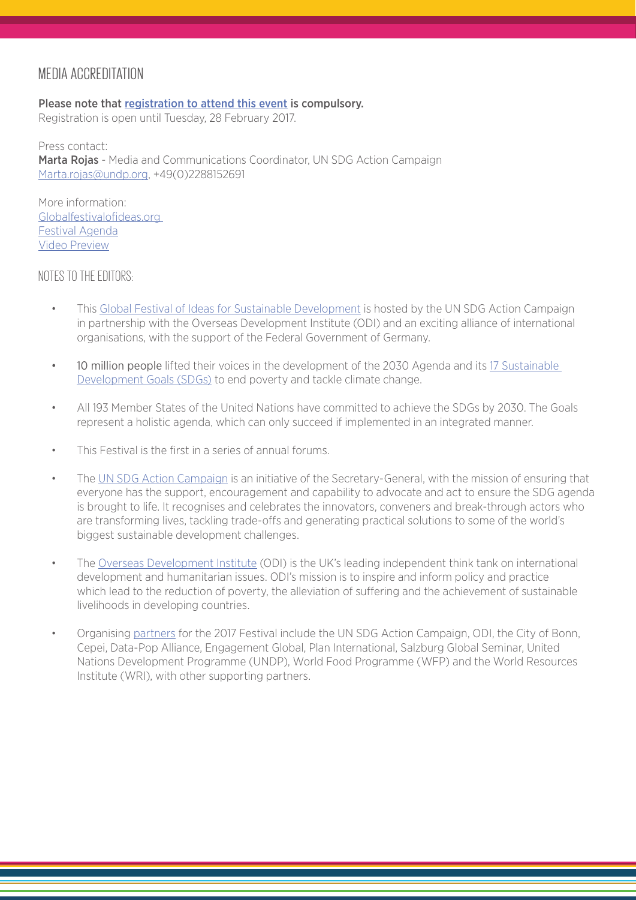## MEDIA ACCREDITATION

**Please note that registration to attend this event is compulsory.**
Registration is open until Tuesday, 28 February 2017.

Press contact:
**Marta Rojas** - Media and Communications Coordinator, UN SDG Action Campaign
Marta.rojas@undp.org, +49(0)2288152691

More information:
Globalfestivalofideas.org
Festival Agenda
Video Preview

## NOTES TO THE EDITORS:

- This Global Festival of Ideas for Sustainable Development is hosted by the UN SDG Action Campaign in partnership with the Overseas Development Institute (ODI) and an exciting alliance of international organisations, with the support of the Federal Government of Germany.
- 10 million people lifted their voices in the development of the 2030 Agenda and its 17 Sustainable Development Goals (SDGs) to end poverty and tackle climate change.
- All 193 Member States of the United Nations have committed to achieve the SDGs by 2030. The Goals represent a holistic agenda, which can only succeed if implemented in an integrated manner.
- This Festival is the first in a series of annual forums.
- The UN SDG Action Campaign is an initiative of the Secretary-General, with the mission of ensuring that everyone has the support, encouragement and capability to advocate and act to ensure the SDG agenda is brought to life. It recognises and celebrates the innovators, conveners and break-through actors who are transforming lives, tackling trade-offs and generating practical solutions to some of the world's biggest sustainable development challenges.
- The Overseas Development Institute (ODI) is the UK's leading independent think tank on international development and humanitarian issues. ODI's mission is to inspire and inform policy and practice which lead to the reduction of poverty, the alleviation of suffering and the achievement of sustainable livelihoods in developing countries.
- Organising partners for the 2017 Festival include the UN SDG Action Campaign, ODI, the City of Bonn, Cepei, Data-Pop Alliance, Engagement Global, Plan International, Salzburg Global Seminar, United Nations Development Programme (UNDP), World Food Programme (WFP) and the World Resources Institute (WRI), with other supporting partners.